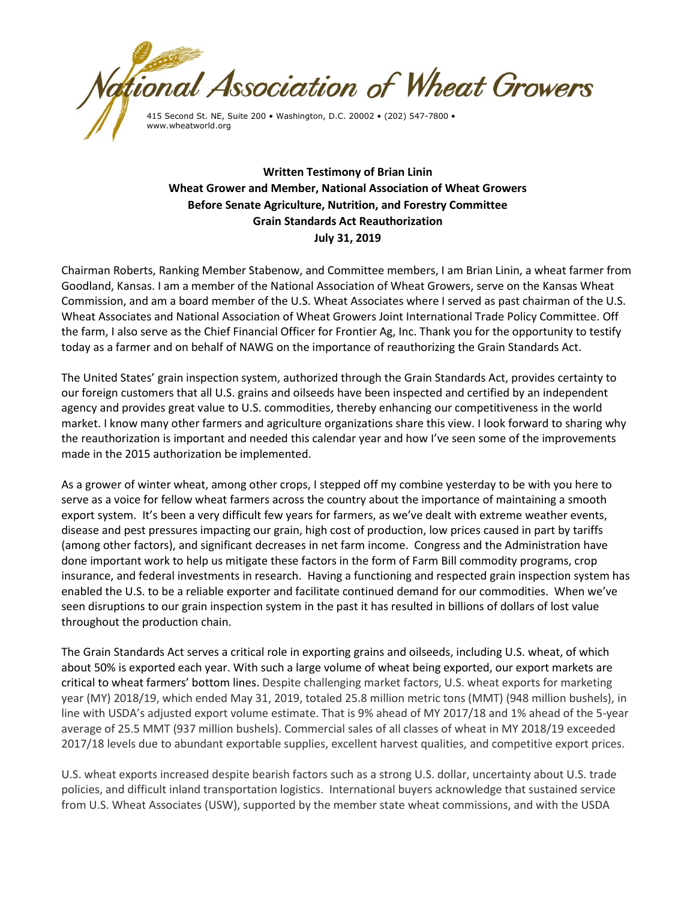**National Association of Wheat Growers**

415 Second St. NE, Suite 200 • Washington, D.C. 20002 • (202) 547-7800 • www.wheatworld.org

**Written Testimony of Brian Linin**
**Wheat Grower and Member, National Association of Wheat Growers**
**Before Senate Agriculture, Nutrition, and Forestry Committee**
**Grain Standards Act Reauthorization**
**July 31, 2019**

Chairman Roberts, Ranking Member Stabenow, and Committee members, I am Brian Linin, a wheat farmer from Goodland, Kansas. I am a member of the National Association of Wheat Growers, serve on the Kansas Wheat Commission, and am a board member of the U.S. Wheat Associates where I served as past chairman of the U.S. Wheat Associates and National Association of Wheat Growers Joint International Trade Policy Committee. Off the farm, I also serve as the Chief Financial Officer for Frontier Ag, Inc. Thank you for the opportunity to testify today as a farmer and on behalf of NAWG on the importance of reauthorizing the Grain Standards Act.

The United States' grain inspection system, authorized through the Grain Standards Act, provides certainty to our foreign customers that all U.S. grains and oilseeds have been inspected and certified by an independent agency and provides great value to U.S. commodities, thereby enhancing our competitiveness in the world market. I know many other farmers and agriculture organizations share this view. I look forward to sharing why the reauthorization is important and needed this calendar year and how I've seen some of the improvements made in the 2015 authorization be implemented.

As a grower of winter wheat, among other crops, I stepped off my combine yesterday to be with you here to serve as a voice for fellow wheat farmers across the country about the importance of maintaining a smooth export system. It's been a very difficult few years for farmers, as we've dealt with extreme weather events, disease and pest pressures impacting our grain, high cost of production, low prices caused in part by tariffs (among other factors), and significant decreases in net farm income. Congress and the Administration have done important work to help us mitigate these factors in the form of Farm Bill commodity programs, crop insurance, and federal investments in research. Having a functioning and respected grain inspection system has enabled the U.S. to be a reliable exporter and facilitate continued demand for our commodities. When we've seen disruptions to our grain inspection system in the past it has resulted in billions of dollars of lost value throughout the production chain.

The Grain Standards Act serves a critical role in exporting grains and oilseeds, including U.S. wheat, of which about 50% is exported each year. With such a large volume of wheat being exported, our export markets are critical to wheat farmers' bottom lines. Despite challenging market factors, U.S. wheat exports for marketing year (MY) 2018/19, which ended May 31, 2019, totaled 25.8 million metric tons (MMT) (948 million bushels), in line with USDA's adjusted export volume estimate. That is 9% ahead of MY 2017/18 and 1% ahead of the 5-year average of 25.5 MMT (937 million bushels). Commercial sales of all classes of wheat in MY 2018/19 exceeded 2017/18 levels due to abundant exportable supplies, excellent harvest qualities, and competitive export prices.

U.S. wheat exports increased despite bearish factors such as a strong U.S. dollar, uncertainty about U.S. trade policies, and difficult inland transportation logistics. International buyers acknowledge that sustained service from U.S. Wheat Associates (USW), supported by the member state wheat commissions, and with the USDA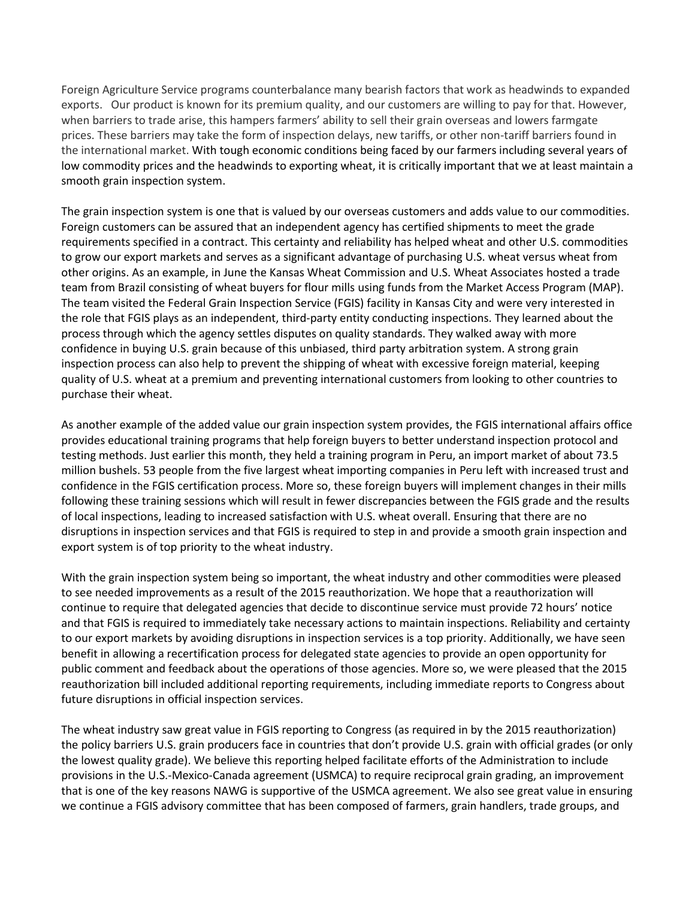Foreign Agriculture Service programs counterbalance many bearish factors that work as headwinds to expanded exports. Our product is known for its premium quality, and our customers are willing to pay for that. However, when barriers to trade arise, this hampers farmers' ability to sell their grain overseas and lowers farmgate prices. These barriers may take the form of inspection delays, new tariffs, or other non-tariff barriers found in the international market. With tough economic conditions being faced by our farmers including several years of low commodity prices and the headwinds to exporting wheat, it is critically important that we at least maintain a smooth grain inspection system.

The grain inspection system is one that is valued by our overseas customers and adds value to our commodities. Foreign customers can be assured that an independent agency has certified shipments to meet the grade requirements specified in a contract. This certainty and reliability has helped wheat and other U.S. commodities to grow our export markets and serves as a significant advantage of purchasing U.S. wheat versus wheat from other origins. As an example, in June the Kansas Wheat Commission and U.S. Wheat Associates hosted a trade team from Brazil consisting of wheat buyers for flour mills using funds from the Market Access Program (MAP). The team visited the Federal Grain Inspection Service (FGIS) facility in Kansas City and were very interested in the role that FGIS plays as an independent, third-party entity conducting inspections. They learned about the process through which the agency settles disputes on quality standards. They walked away with more confidence in buying U.S. grain because of this unbiased, third party arbitration system. A strong grain inspection process can also help to prevent the shipping of wheat with excessive foreign material, keeping quality of U.S. wheat at a premium and preventing international customers from looking to other countries to purchase their wheat.

As another example of the added value our grain inspection system provides, the FGIS international affairs office provides educational training programs that help foreign buyers to better understand inspection protocol and testing methods. Just earlier this month, they held a training program in Peru, an import market of about 73.5 million bushels. 53 people from the five largest wheat importing companies in Peru left with increased trust and confidence in the FGIS certification process. More so, these foreign buyers will implement changes in their mills following these training sessions which will result in fewer discrepancies between the FGIS grade and the results of local inspections, leading to increased satisfaction with U.S. wheat overall. Ensuring that there are no disruptions in inspection services and that FGIS is required to step in and provide a smooth grain inspection and export system is of top priority to the wheat industry.

With the grain inspection system being so important, the wheat industry and other commodities were pleased to see needed improvements as a result of the 2015 reauthorization. We hope that a reauthorization will continue to require that delegated agencies that decide to discontinue service must provide 72 hours' notice and that FGIS is required to immediately take necessary actions to maintain inspections. Reliability and certainty to our export markets by avoiding disruptions in inspection services is a top priority. Additionally, we have seen benefit in allowing a recertification process for delegated state agencies to provide an open opportunity for public comment and feedback about the operations of those agencies. More so, we were pleased that the 2015 reauthorization bill included additional reporting requirements, including immediate reports to Congress about future disruptions in official inspection services.

The wheat industry saw great value in FGIS reporting to Congress (as required in by the 2015 reauthorization) the policy barriers U.S. grain producers face in countries that don't provide U.S. grain with official grades (or only the lowest quality grade). We believe this reporting helped facilitate efforts of the Administration to include provisions in the U.S.-Mexico-Canada agreement (USMCA) to require reciprocal grain grading, an improvement that is one of the key reasons NAWG is supportive of the USMCA agreement. We also see great value in ensuring we continue a FGIS advisory committee that has been composed of farmers, grain handlers, trade groups, and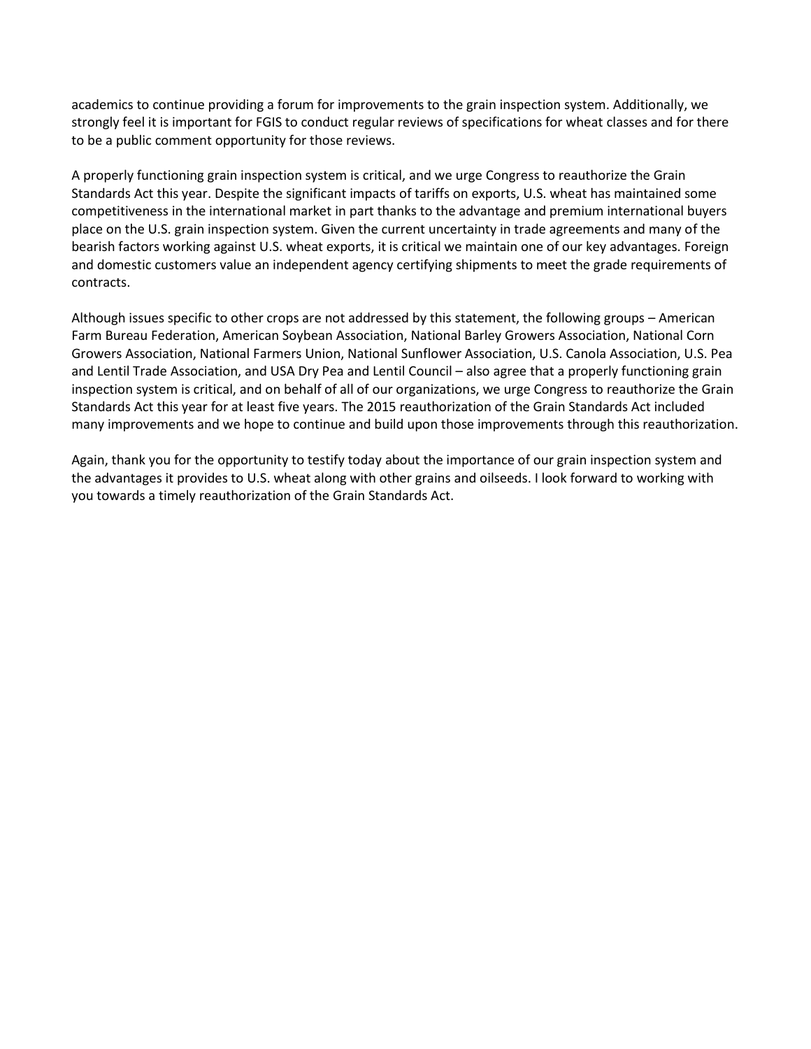academics to continue providing a forum for improvements to the grain inspection system. Additionally, we strongly feel it is important for FGIS to conduct regular reviews of specifications for wheat classes and for there to be a public comment opportunity for those reviews.

A properly functioning grain inspection system is critical, and we urge Congress to reauthorize the Grain Standards Act this year. Despite the significant impacts of tariffs on exports, U.S. wheat has maintained some competitiveness in the international market in part thanks to the advantage and premium international buyers place on the U.S. grain inspection system. Given the current uncertainty in trade agreements and many of the bearish factors working against U.S. wheat exports, it is critical we maintain one of our key advantages. Foreign and domestic customers value an independent agency certifying shipments to meet the grade requirements of contracts.

Although issues specific to other crops are not addressed by this statement, the following groups – American Farm Bureau Federation, American Soybean Association, National Barley Growers Association, National Corn Growers Association, National Farmers Union, National Sunflower Association, U.S. Canola Association, U.S. Pea and Lentil Trade Association, and USA Dry Pea and Lentil Council – also agree that a properly functioning grain inspection system is critical, and on behalf of all of our organizations, we urge Congress to reauthorize the Grain Standards Act this year for at least five years. The 2015 reauthorization of the Grain Standards Act included many improvements and we hope to continue and build upon those improvements through this reauthorization.

Again, thank you for the opportunity to testify today about the importance of our grain inspection system and the advantages it provides to U.S. wheat along with other grains and oilseeds. I look forward to working with you towards a timely reauthorization of the Grain Standards Act.